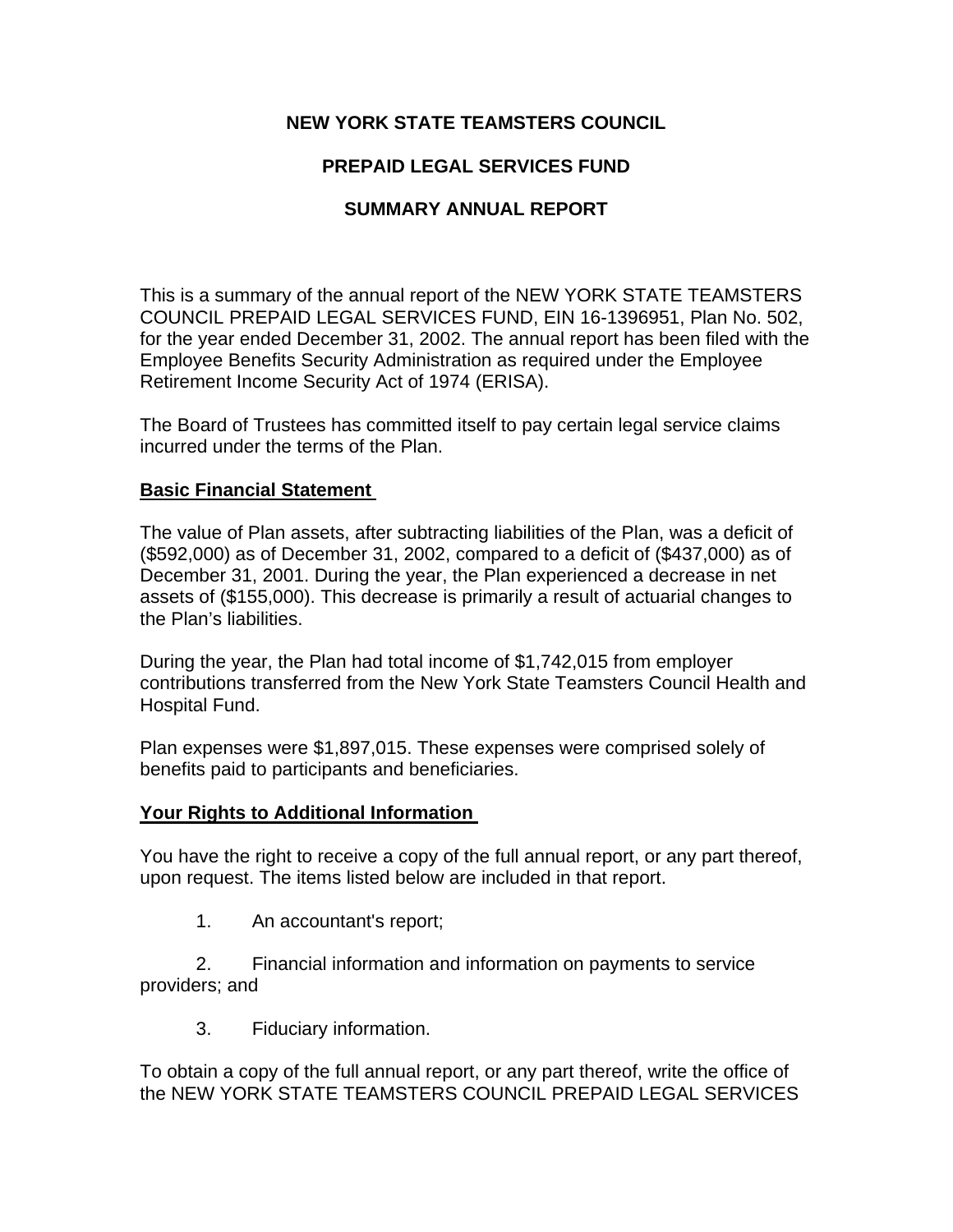# NEW YORK STATE TEAMSTERS COUNCIL

# PREPAID LEGAL SERVICES FUND

# SUMMARY ANNUAL REPORT

This is a summary of the annual report of the NEW YORK STATE TEAMSTERS COUNCIL PREPAID LEGAL SERVICES FUND, EIN 16-1396951, Plan No. 502, for the year ended December 31, 2002. The annual report has been filed with the Employee Benefits Security Administration as required under the Employee Retirement Income Security Act of 1974 (ERISA).

The Board of Trustees has committed itself to pay certain legal service claims incurred under the terms of the Plan.

## Basic Financial Statement

The value of Plan assets, after subtracting liabilities of the Plan, was a deficit of ($592,000) as of December 31, 2002, compared to a deficit of ($437,000) as of December 31, 2001. During the year, the Plan experienced a decrease in net assets of ($155,000). This decrease is primarily a result of actuarial changes to the Plan's liabilities.

During the year, the Plan had total income of $1,742,015 from employer contributions transferred from the New York State Teamsters Council Health and Hospital Fund.

Plan expenses were $1,897,015. These expenses were comprised solely of benefits paid to participants and beneficiaries.

## Your Rights to Additional Information

You have the right to receive a copy of the full annual report, or any part thereof, upon request. The items listed below are included in that report.

1. An accountant's report;
2. Financial information and information on payments to service providers; and
3. Fiduciary information.

To obtain a copy of the full annual report, or any part thereof, write the office of the NEW YORK STATE TEAMSTERS COUNCIL PREPAID LEGAL SERVICES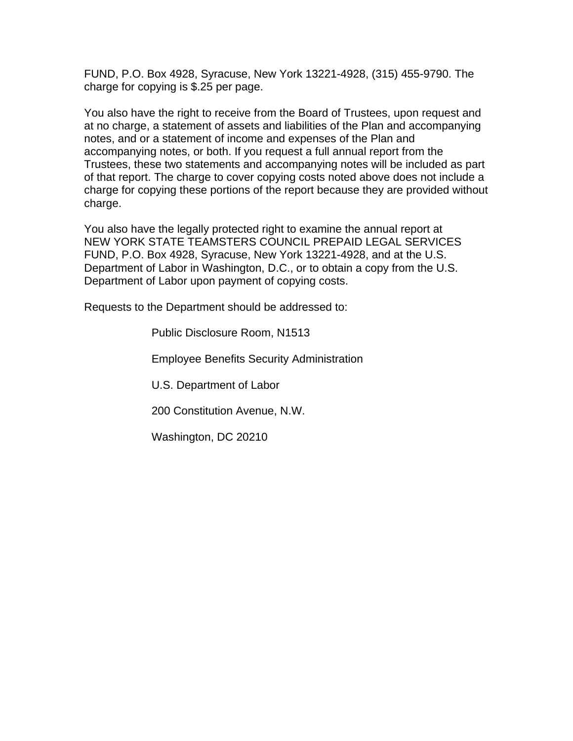FUND, P.O. Box 4928, Syracuse, New York 13221-4928, (315) 455-9790. The charge for copying is $.25 per page.

You also have the right to receive from the Board of Trustees, upon request and at no charge, a statement of assets and liabilities of the Plan and accompanying notes, and or a statement of income and expenses of the Plan and accompanying notes, or both. If you request a full annual report from the Trustees, these two statements and accompanying notes will be included as part of that report. The charge to cover copying costs noted above does not include a charge for copying these portions of the report because they are provided without charge.

You also have the legally protected right to examine the annual report at NEW YORK STATE TEAMSTERS COUNCIL PREPAID LEGAL SERVICES FUND, P.O. Box 4928, Syracuse, New York 13221-4928, and at the U.S. Department of Labor in Washington, D.C., or to obtain a copy from the U.S. Department of Labor upon payment of copying costs.

Requests to the Department should be addressed to:

Public Disclosure Room, N1513

Employee Benefits Security Administration

U.S. Department of Labor

200 Constitution Avenue, N.W.

Washington, DC 20210